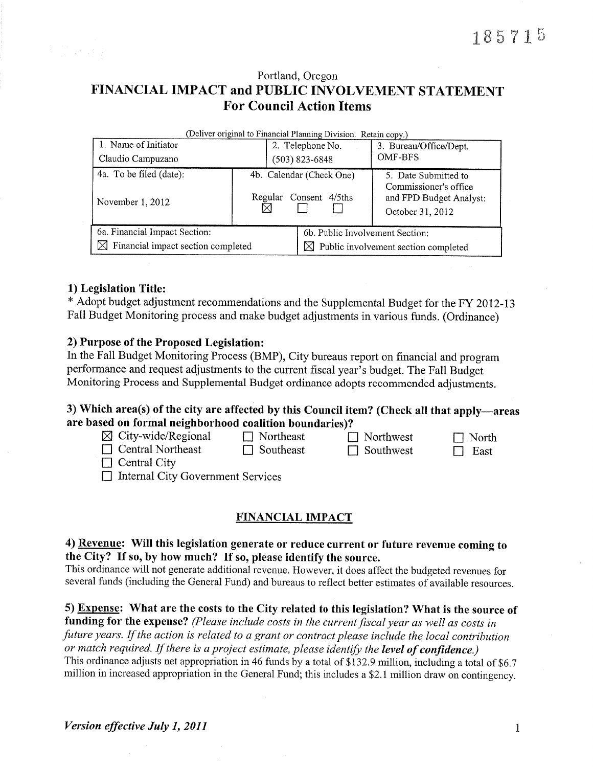185715

# Portland, Oregon

## FINANCIAL IMPACT and PUBLIC INVOLVEMENT STATEMENT
### For Council Action Items

(Deliver original to Financial Planning Division. Retain copy.)

| 1. Name of Initiator | 2. Telephone No. | 3. Bureau/Office/Dept. |
|---|---|---|
| Claudio Campuzano | (503) 823-6848 | OMF-BFS |
| 4a. To be filed (date): November 1, 2012 | 4b. Calendar (Check One) Regular ☒ Consent ☐ 4/5ths ☐ | 5. Date Submitted to Commissioner's office and FPD Budget Analyst: October 31, 2012 |

| 6a. Financial Impact Section: | 6b. Public Involvement Section: |
|---|---|
| ☒ Financial impact section completed | ☒ Public involvement section completed |

### 1) Legislation Title:

* Adopt budget adjustment recommendations and the Supplemental Budget for the FY 2012-13 Fall Budget Monitoring process and make budget adjustments in various funds. (Ordinance)

### 2) Purpose of the Proposed Legislation:

In the Fall Budget Monitoring Process (BMP), City bureaus report on financial and program performance and request adjustments to the current fiscal year's budget. The Fall Budget Monitoring Process and Supplemental Budget ordinance adopts recommended adjustments.

### 3) Which area(s) of the city are affected by this Council item? (Check all that apply—areas are based on formal neighborhood coalition boundaries)?

- ☒ City-wide/Regional
- ☐ Northeast
- ☐ Northwest
- ☐ North
- ☐ Central Northeast
- ☐ Southeast
- ☐ Southwest
- ☐ East
- ☐ Central City
- ☐ Internal City Government Services

## FINANCIAL IMPACT

### 4) Revenue: Will this legislation generate or reduce current or future revenue coming to the City? If so, by how much? If so, please identify the source.

This ordinance will not generate additional revenue. However, it does affect the budgeted revenues for several funds (including the General Fund) and bureaus to reflect better estimates of available resources.

### 5) Expense: What are the costs to the City related to this legislation? What is the source of funding for the expense? *(Please include costs in the current fiscal year as well as costs in future years. If the action is related to a grant or contract please include the local contribution or match required. If there is a project estimate, please identify the **level of confidence.**)*

This ordinance adjusts net appropriation in 46 funds by a total of $132.9 million, including a total of $6.7 million in increased appropriation in the General Fund; this includes a $2.1 million draw on contingency.

*Version effective July 1, 2011*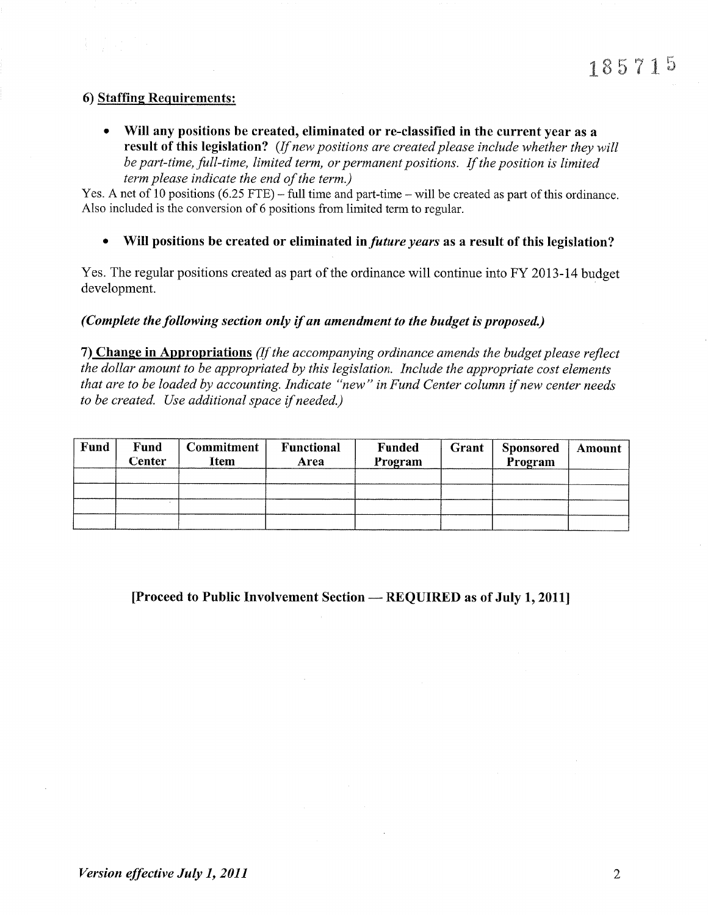185715

**6) Staffing Requirements:**

- **Will any positions be created, eliminated or re-classified in the current year as a result of this legislation?** *(If new positions are created please include whether they will be part-time, full-time, limited term, or permanent positions. If the position is limited term please indicate the end of the term.)*

Yes. A net of 10 positions (6.25 FTE) – full time and part-time – will be created as part of this ordinance. Also included is the conversion of 6 positions from limited term to regular.

- **Will positions be created or eliminated in *future years* as a result of this legislation?**

Yes. The regular positions created as part of the ordinance will continue into FY 2013-14 budget development.

***(Complete the following section only if an amendment to the budget is proposed.)***

**7) Change in Appropriations** *(If the accompanying ordinance amends the budget please reflect the dollar amount to be appropriated by this legislation. Include the appropriate cost elements that are to be loaded by accounting. Indicate "new" in Fund Center column if new center needs to be created. Use additional space if needed.)*

| Fund | Fund Center | Commitment Item | Functional Area | Funded Program | Grant | Sponsored Program | Amount |
|---|---|---|---|---|---|---|---|
| | | | | | | | |
| | | | | | | | |
| | | | | | | | |
| | | | | | | | |

**[Proceed to Public Involvement Section — REQUIRED as of July 1, 2011]**

*Version effective July 1, 2011*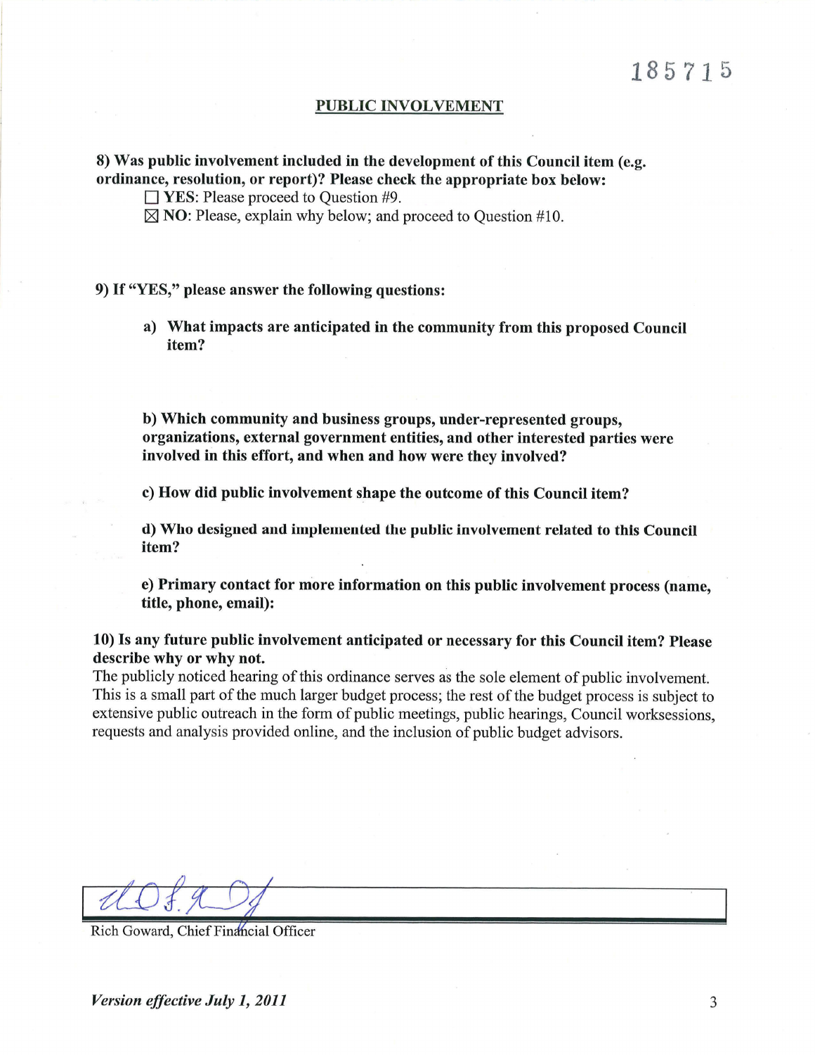185715

## PUBLIC INVOLVEMENT

**8) Was public involvement included in the development of this Council item (e.g. ordinance, resolution, or report)? Please check the appropriate box below:**

☐ **YES**: Please proceed to Question #9.

☒ **NO**: Please, explain why below; and proceed to Question #10.

**9) If "YES," please answer the following questions:**

**a) What impacts are anticipated in the community from this proposed Council item?**

**b) Which community and business groups, under-represented groups, organizations, external government entities, and other interested parties were involved in this effort, and when and how were they involved?**

**c) How did public involvement shape the outcome of this Council item?**

**d) Who designed and implemented the public involvement related to this Council item?**

**e) Primary contact for more information on this public involvement process (name, title, phone, email):**

**10) Is any future public involvement anticipated or necessary for this Council item? Please describe why or why not.**

The publicly noticed hearing of this ordinance serves as the sole element of public involvement. This is a small part of the much larger budget process; the rest of the budget process is subject to extensive public outreach in the form of public meetings, public hearings, Council worksessions, requests and analysis provided online, and the inclusion of public budget advisors.

Rich Goward, Chief Financial Officer

*Version effective July 1, 2011*